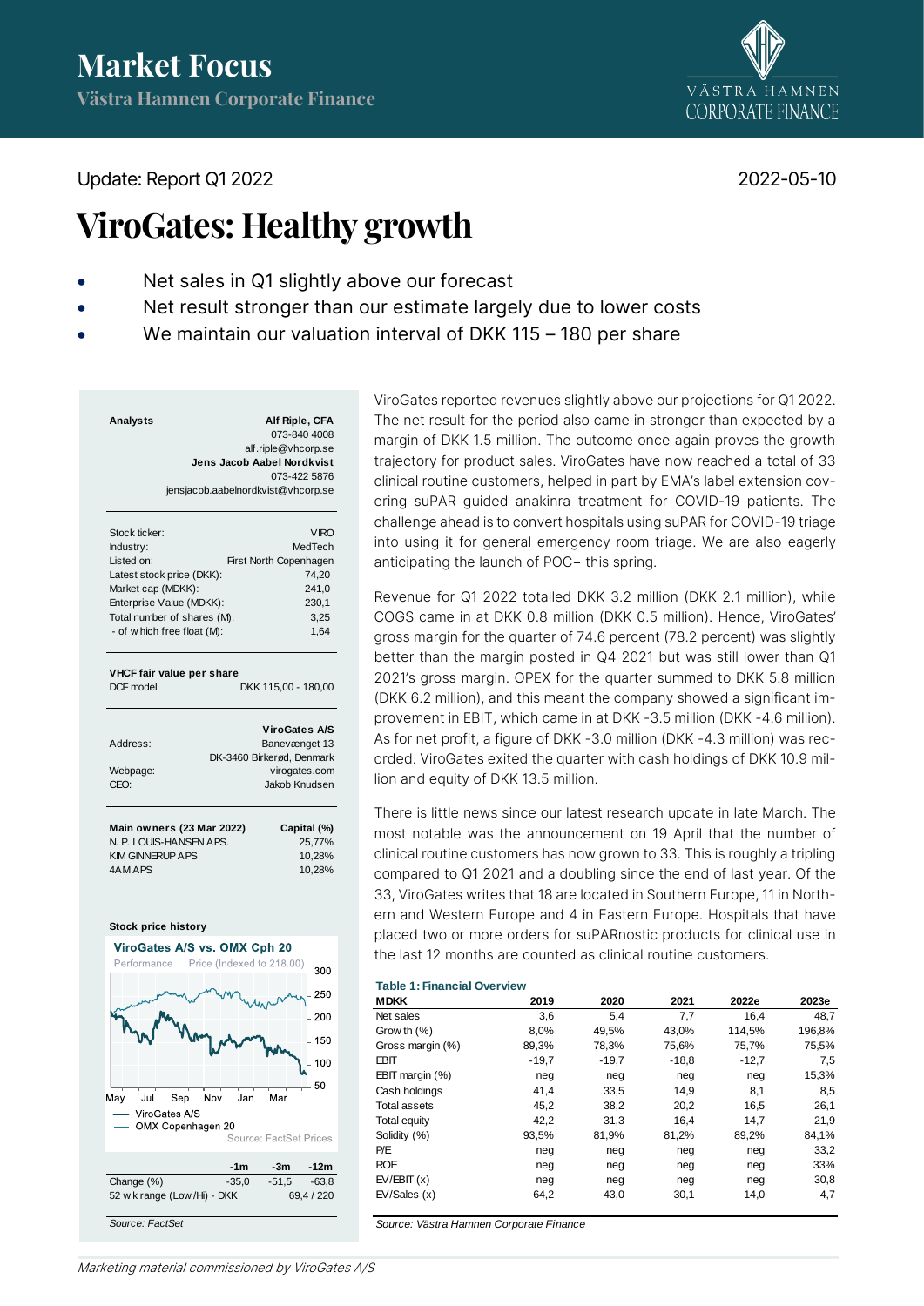# Market Focus

Västra Hamnen Corporate Finance

Update: Report Q1 2022

2022-05-10

# ViroGates: Healthy growth

- Net sales in Q1 slightly above our forecast
- Net result stronger than our estimate largely due to lower costs
- We maintain our valuation interval of DKK 115 – 180 per share

**Analysts**

**Alf Riple, CFA**
073-840 4008
alf.riple@vhcorp.se

**Jens Jacob Aabel Nordkvist**
073-422 5876
jensjacob.aabelnordkvist@vhcorp.se

| | |
|---|---|
| Stock ticker: | VIRO |
| Industry: | MedTech |
| Listed on: | First North Copenhagen |
| Latest stock price (DKK): | 74,20 |
| Market cap (MDKK): | 241,0 |
| Enterprise Value (MDKK): | 230,1 |
| Total number of shares (M): | 3,25 |
| - of which free float (M): | 1,64 |

**VHCF fair value per share**

| | |
|---|---|
| DCF model | DKK 115,00 - 180,00 |

| | **ViroGates A/S** |
|---|---|
| Address: | Banevænget 13 |
| | DK-3460 Birkerød, Denmark |
| Webpage: | virogates.com |
| CEO: | Jakob Knudsen |

| Main owners (23 Mar 2022) | Capital (%) |
|---|---|
| N. P. LOUIS-HANSEN APS. | 25,77% |
| KIM GINNERUP APS | 10,28% |
| 4AM APS | 10,28% |

**Stock price history**

| | -1m | -3m | -12m |
|---|---|---|---|
| Change (%) | -35,0 | -51,5 | -63,8 |
| 52 wk range (Low/Hi) - DKK | | | 69,4 / 220 |

*Source: FactSet*

ViroGates reported revenues slightly above our projections for Q1 2022. The net result for the period also came in stronger than expected by a margin of DKK 1.5 million. The outcome once again proves the growth trajectory for product sales. ViroGates have now reached a total of 33 clinical routine customers, helped in part by EMA's label extension covering suPAR guided anakinra treatment for COVID-19 patients. The challenge ahead is to convert hospitals using suPAR for COVID-19 triage into using it for general emergency room triage. We are also eagerly anticipating the launch of POC+ this spring.

Revenue for Q1 2022 totalled DKK 3.2 million (DKK 2.1 million), while COGS came in at DKK 0.8 million (DKK 0.5 million). Hence, ViroGates' gross margin for the quarter of 74.6 percent (78.2 percent) was slightly better than the margin posted in Q4 2021 but was still lower than Q1 2021's gross margin. OPEX for the quarter summed to DKK 5.8 million (DKK 6.2 million), and this meant the company showed a significant improvement in EBIT, which came in at DKK -3.5 million (DKK -4.6 million). As for net profit, a figure of DKK -3.0 million (DKK -4.3 million) was recorded. ViroGates exited the quarter with cash holdings of DKK 10.9 million and equity of DKK 13.5 million.

There is little news since our latest research update in late March. The most notable was the announcement on 19 April that the number of clinical routine customers has now grown to 33. This is roughly a tripling compared to Q1 2021 and a doubling since the end of last year. Of the 33, ViroGates writes that 18 are located in Southern Europe, 11 in Northern and Western Europe and 4 in Eastern Europe. Hospitals that have placed two or more orders for suPARnostic products for clinical use in the last 12 months are counted as clinical routine customers.

**Table 1: Financial Overview**

| MDKK | 2019 | 2020 | 2021 | 2022e | 2023e |
|---|---|---|---|---|---|
| Net sales | 3,6 | 5,4 | 7,7 | 16,4 | 48,7 |
| Growth (%) | 8,0% | 49,5% | 43,0% | 114,5% | 196,8% |
| Gross margin (%) | 89,3% | 78,3% | 75,6% | 75,7% | 75,5% |
| EBIT | -19,7 | -19,7 | -18,8 | -12,7 | 7,5 |
| EBIT margin (%) | neg | neg | neg | neg | 15,3% |
| Cash holdings | 41,4 | 33,5 | 14,9 | 8,1 | 8,5 |
| Total assets | 45,2 | 38,2 | 20,2 | 16,5 | 26,1 |
| Total equity | 42,2 | 31,3 | 16,4 | 14,7 | 21,9 |
| Solidity (%) | 93,5% | 81,9% | 81,2% | 89,2% | 84,1% |
| P/E | neg | neg | neg | neg | 33,2 |
| ROE | neg | neg | neg | neg | 33% |
| EV/EBIT (x) | neg | neg | neg | neg | 30,8 |
| EV/Sales (x) | 64,2 | 43,0 | 30,1 | 14,0 | 4,7 |

*Source: Västra Hamnen Corporate Finance*

*Marketing material commissioned by ViroGates A/S*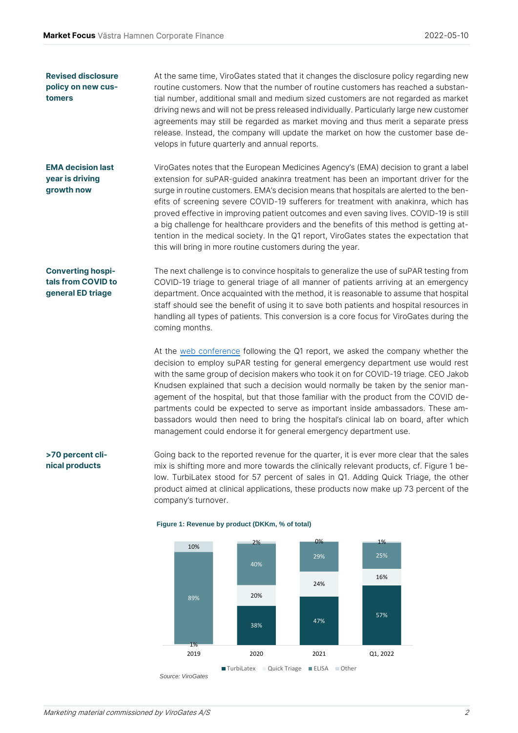**Revised disclosure policy on new customers**

At the same time, ViroGates stated that it changes the disclosure policy regarding new routine customers. Now that the number of routine customers has reached a substantial number, additional small and medium sized customers are not regarded as market driving news and will not be press released individually. Particularly large new customer agreements may still be regarded as market moving and thus merit a separate press release. Instead, the company will update the market on how the customer base develops in future quarterly and annual reports.

**EMA decision last year is driving growth now**

ViroGates notes that the European Medicines Agency's (EMA) decision to grant a label extension for suPAR-guided anakinra treatment has been an important driver for the surge in routine customers. EMA's decision means that hospitals are alerted to the benefits of screening severe COVID-19 sufferers for treatment with anakinra, which has proved effective in improving patient outcomes and even saving lives. COVID-19 is still a big challenge for healthcare providers and the benefits of this method is getting attention in the medical society. In the Q1 report, ViroGates states the expectation that this will bring in more routine customers during the year.

**Converting hospitals from COVID to general ED triage**

The next challenge is to convince hospitals to generalize the use of suPAR testing from COVID-19 triage to general triage of all manner of patients arriving at an emergency department. Once acquainted with the method, it is reasonable to assume that hospital staff should see the benefit of using it to save both patients and hospital resources in handling all types of patients. This conversion is a core focus for ViroGates during the coming months.

At the web conference following the Q1 report, we asked the company whether the decision to employ suPAR testing for general emergency department use would rest with the same group of decision makers who took it on for COVID-19 triage. CEO Jakob Knudsen explained that such a decision would normally be taken by the senior management of the hospital, but that those familiar with the product from the COVID departments could be expected to serve as important inside ambassadors. These ambassadors would then need to bring the hospital's clinical lab on board, after which management could endorse it for general emergency department use.

**>70 percent clinical products**

Going back to the reported revenue for the quarter, it is ever more clear that the sales mix is shifting more and more towards the clinically relevant products, cf. Figure 1 below. TurbiLatex stood for 57 percent of sales in Q1. Adding Quick Triage, the other product aimed at clinical applications, these products now make up 73 percent of the company's turnover.

**Figure 1: Revenue by product (DKKm, % of total)**

| | 2019 | 2020 | 2021 | Q1, 2022 |
|---|---|---|---|---|
| TurbiLatex | | 38% | 47% | 57% |
| Quick Triage | 1% | 20% | 24% | 16% |
| ELISA | 89% | 40% | 29% | 25% |
| Other | 10% | 2% | 0% | 1% |

*Source: ViroGates*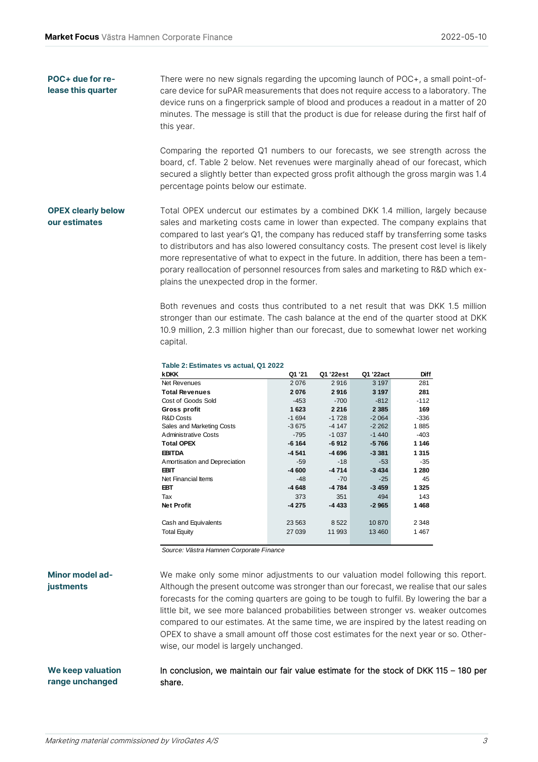**POC+ due for release this quarter**

There were no new signals regarding the upcoming launch of POC+, a small point-of-care device for suPAR measurements that does not require access to a laboratory. The device runs on a fingerprick sample of blood and produces a readout in a matter of 20 minutes. The message is still that the product is due for release during the first half of this year.

Comparing the reported Q1 numbers to our forecasts, we see strength across the board, cf. Table 2 below. Net revenues were marginally ahead of our forecast, which secured a slightly better than expected gross profit although the gross margin was 1.4 percentage points below our estimate.

**OPEX clearly below our estimates**

Total OPEX undercut our estimates by a combined DKK 1.4 million, largely because sales and marketing costs came in lower than expected. The company explains that compared to last year's Q1, the company has reduced staff by transferring some tasks to distributors and has also lowered consultancy costs. The present cost level is likely more representative of what to expect in the future. In addition, there has been a temporary reallocation of personnel resources from sales and marketing to R&D which explains the unexpected drop in the former.

Both revenues and costs thus contributed to a net result that was DKK 1.5 million stronger than our estimate. The cash balance at the end of the quarter stood at DKK 10.9 million, 2.3 million higher than our forecast, due to somewhat lower net working capital.

**Table 2: Estimates vs actual, Q1 2022**

| kDKK | Q1 '21 | Q1 '22est | Q1 '22act | Diff |
|---|---|---|---|---|
| Net Revenues | 2 076 | 2 916 | 3 197 | 281 |
| **Total Revenues** | **2 076** | **2 916** | **3 197** | **281** |
| Cost of Goods Sold | -453 | -700 | -812 | -112 |
| **Gross profit** | **1 623** | **2 216** | **2 385** | **169** |
| R&D Costs | -1 694 | -1 728 | -2 064 | -336 |
| Sales and Marketing Costs | -3 675 | -4 147 | -2 262 | 1 885 |
| Administrative Costs | -795 | -1 037 | -1 440 | -403 |
| **Total OPEX** | **-6 164** | **-6 912** | **-5 766** | **1 146** |
| **EBITDA** | **-4 541** | **-4 696** | **-3 381** | **1 315** |
| Amortisation and Depreciation | -59 | -18 | -53 | -35 |
| **EBIT** | **-4 600** | **-4 714** | **-3 434** | **1 280** |
| Net Financial Items | -48 | -70 | -25 | 45 |
| **EBT** | **-4 648** | **-4 784** | **-3 459** | **1 325** |
| Tax | 373 | 351 | 494 | 143 |
| **Net Profit** | **-4 275** | **-4 433** | **-2 965** | **1 468** |
| | | | | |
| Cash and Equivalents | 23 563 | 8 522 | 10 870 | 2 348 |
| Total Equity | 27 039 | 11 993 | 13 460 | 1 467 |

*Source: Västra Hamnen Corporate Finance*

**Minor model adjustments**

We make only some minor adjustments to our valuation model following this report. Although the present outcome was stronger than our forecast, we realise that our sales forecasts for the coming quarters are going to be tough to fulfil. By lowering the bar a little bit, we see more balanced probabilities between stronger vs. weaker outcomes compared to our estimates. At the same time, we are inspired by the latest reading on OPEX to shave a small amount off those cost estimates for the next year or so. Otherwise, our model is largely unchanged.

**We keep valuation range unchanged**

In conclusion, we maintain our fair value estimate for the stock of DKK 115 – 180 per share.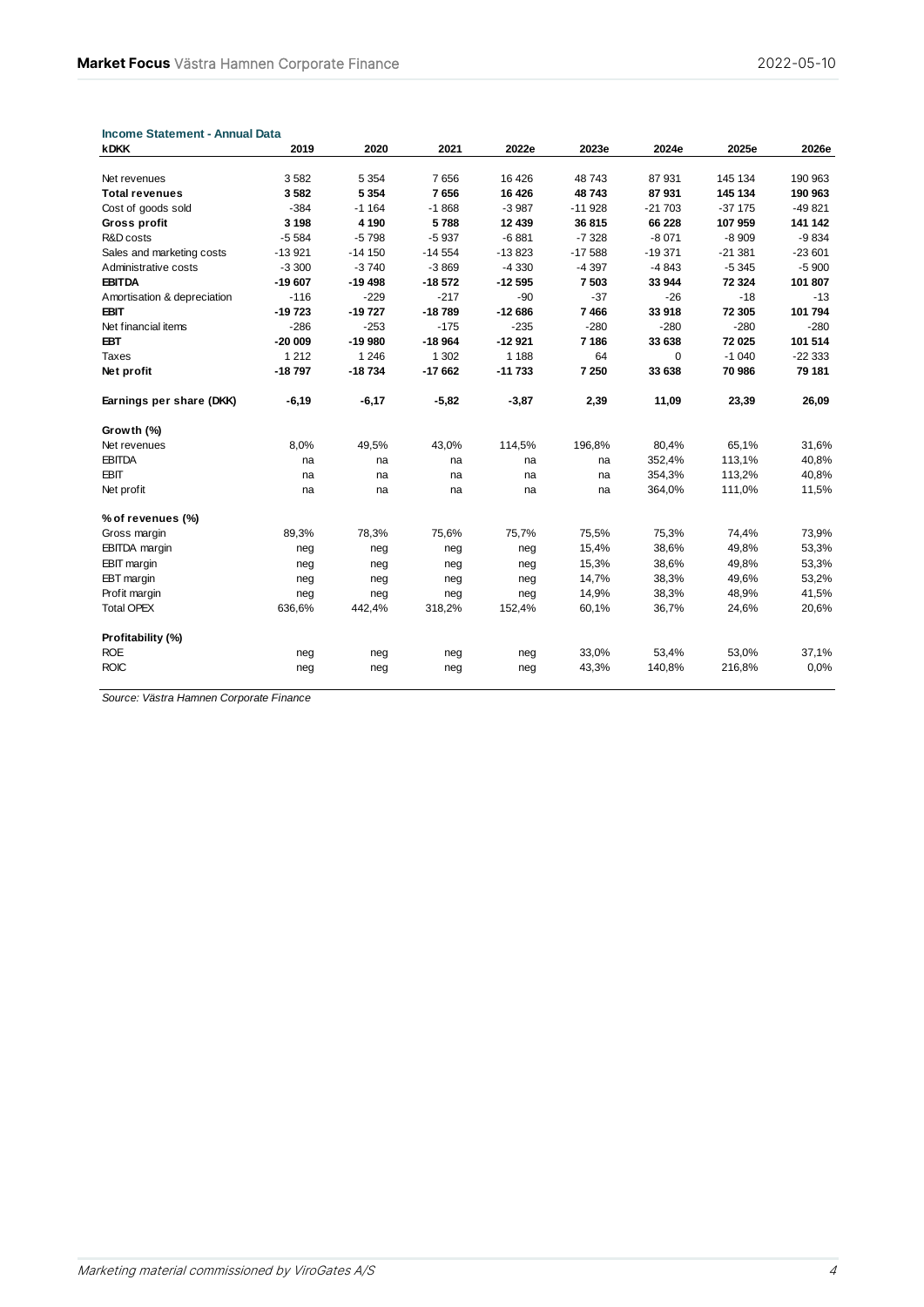**Income Statement - Annual Data**

| kDKK | 2019 | 2020 | 2021 | 2022e | 2023e | 2024e | 2025e | 2026e |
|---|---|---|---|---|---|---|---|---|
| Net revenues | 3 582 | 5 354 | 7 656 | 16 426 | 48 743 | 87 931 | 145 134 | 190 963 |
| **Total revenues** | **3 582** | **5 354** | **7 656** | **16 426** | **48 743** | **87 931** | **145 134** | **190 963** |
| Cost of goods sold | -384 | -1 164 | -1 868 | -3 987 | -11 928 | -21 703 | -37 175 | -49 821 |
| **Gross profit** | **3 198** | **4 190** | **5 788** | **12 439** | **36 815** | **66 228** | **107 959** | **141 142** |
| R&D costs | -5 584 | -5 798 | -5 937 | -6 881 | -7 328 | -8 071 | -8 909 | -9 834 |
| Sales and marketing costs | -13 921 | -14 150 | -14 554 | -13 823 | -17 588 | -19 371 | -21 381 | -23 601 |
| Administrative costs | -3 300 | -3 740 | -3 869 | -4 330 | -4 397 | -4 843 | -5 345 | -5 900 |
| **EBITDA** | **-19 607** | **-19 498** | **-18 572** | **-12 595** | **7 503** | **33 944** | **72 324** | **101 807** |
| Amortisation & depreciation | -116 | -229 | -217 | -90 | -37 | -26 | -18 | -13 |
| **EBIT** | **-19 723** | **-19 727** | **-18 789** | **-12 686** | **7 466** | **33 918** | **72 305** | **101 794** |
| Net financial items | -286 | -253 | -175 | -235 | -280 | -280 | -280 | -280 |
| **EBT** | **-20 009** | **-19 980** | **-18 964** | **-12 921** | **7 186** | **33 638** | **72 025** | **101 514** |
| Taxes | 1 212 | 1 246 | 1 302 | 1 188 | 64 | 0 | -1 040 | -22 333 |
| **Net profit** | **-18 797** | **-18 734** | **-17 662** | **-11 733** | **7 250** | **33 638** | **70 986** | **79 181** |
| | | | | | | | | |
| **Earnings per share (DKK)** | **-6,19** | **-6,17** | **-5,82** | **-3,87** | **2,39** | **11,09** | **23,39** | **26,09** |
| | | | | | | | | |
| **Growth (%)** | | | | | | | | |
| Net revenues | 8,0% | 49,5% | 43,0% | 114,5% | 196,8% | 80,4% | 65,1% | 31,6% |
| EBITDA | na | na | na | na | na | 352,4% | 113,1% | 40,8% |
| EBIT | na | na | na | na | na | 354,3% | 113,2% | 40,8% |
| Net profit | na | na | na | na | na | 364,0% | 111,0% | 11,5% |
| | | | | | | | | |
| **% of revenues (%)** | | | | | | | | |
| Gross margin | 89,3% | 78,3% | 75,6% | 75,7% | 75,5% | 75,3% | 74,4% | 73,9% |
| EBITDA margin | neg | neg | neg | neg | 15,4% | 38,6% | 49,8% | 53,3% |
| EBIT margin | neg | neg | neg | neg | 15,3% | 38,6% | 49,8% | 53,3% |
| EBT margin | neg | neg | neg | neg | 14,7% | 38,3% | 49,6% | 53,2% |
| Profit margin | neg | neg | neg | neg | 14,9% | 38,3% | 48,9% | 41,5% |
| Total OPEX | 636,6% | 442,4% | 318,2% | 152,4% | 60,1% | 36,7% | 24,6% | 20,6% |
| | | | | | | | | |
| **Profitability (%)** | | | | | | | | |
| ROE | neg | neg | neg | neg | 33,0% | 53,4% | 53,0% | 37,1% |
| ROIC | neg | neg | neg | neg | 43,3% | 140,8% | 216,8% | 0,0% |

*Source: Västra Hamnen Corporate Finance*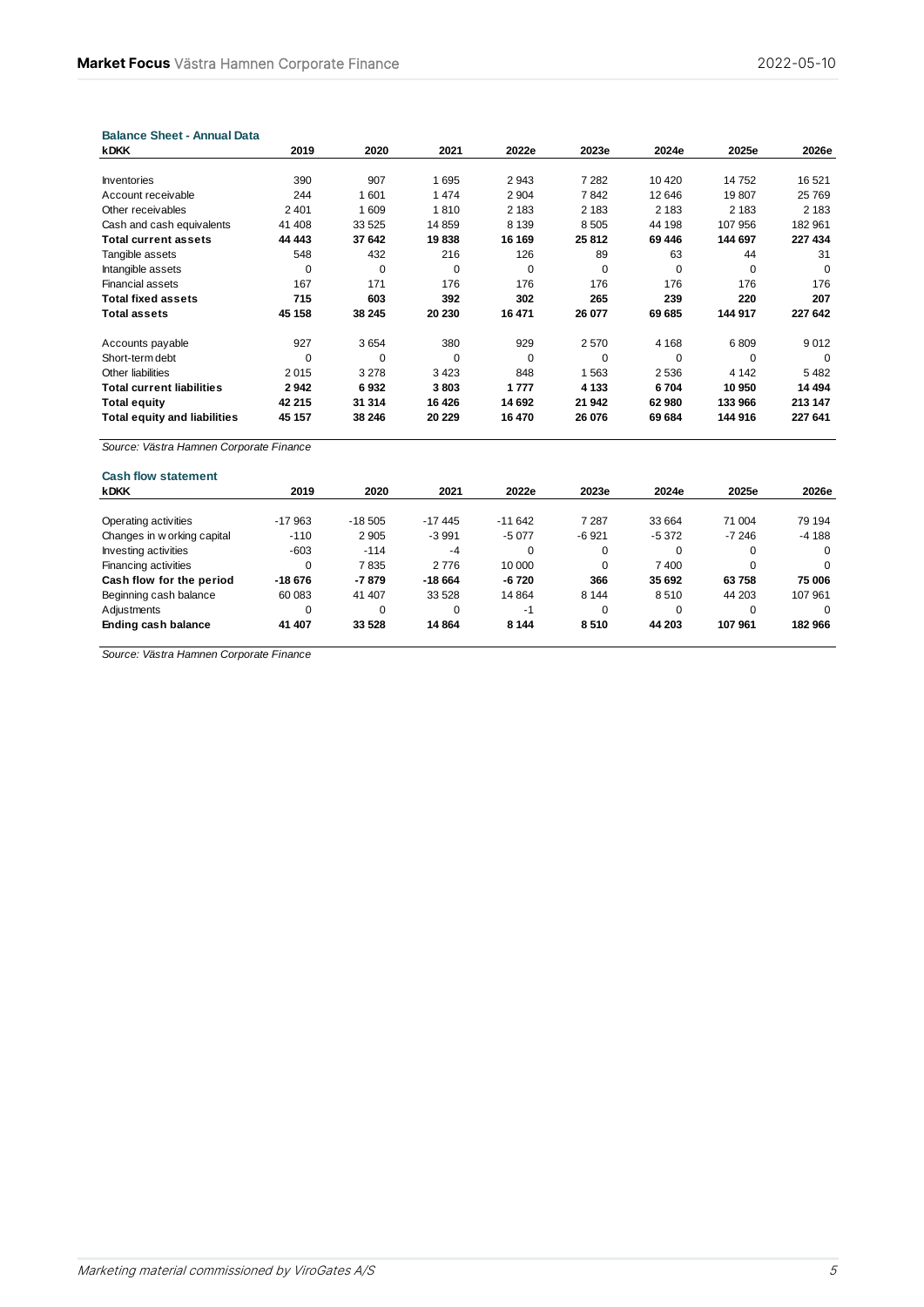**Balance Sheet - Annual Data**

| kDKK | 2019 | 2020 | 2021 | 2022e | 2023e | 2024e | 2025e | 2026e |
|---|---|---|---|---|---|---|---|---|
| Inventories | 390 | 907 | 1 695 | 2 943 | 7 282 | 10 420 | 14 752 | 16 521 |
| Account receivable | 244 | 1 601 | 1 474 | 2 904 | 7 842 | 12 646 | 19 807 | 25 769 |
| Other receivables | 2 401 | 1 609 | 1 810 | 2 183 | 2 183 | 2 183 | 2 183 | 2 183 |
| Cash and cash equivalents | 41 408 | 33 525 | 14 859 | 8 139 | 8 505 | 44 198 | 107 956 | 182 961 |
| **Total current assets** | **44 443** | **37 642** | **19 838** | **16 169** | **25 812** | **69 446** | **144 697** | **227 434** |
| Tangible assets | 548 | 432 | 216 | 126 | 89 | 63 | 44 | 31 |
| Intangible assets | 0 | 0 | 0 | 0 | 0 | 0 | 0 | 0 |
| Financial assets | 167 | 171 | 176 | 176 | 176 | 176 | 176 | 176 |
| **Total fixed assets** | **715** | **603** | **392** | **302** | **265** | **239** | **220** | **207** |
| **Total assets** | **45 158** | **38 245** | **20 230** | **16 471** | **26 077** | **69 685** | **144 917** | **227 642** |
| | | | | | | | | |
| Accounts payable | 927 | 3 654 | 380 | 929 | 2 570 | 4 168 | 6 809 | 9 012 |
| Short-term debt | 0 | 0 | 0 | 0 | 0 | 0 | 0 | 0 |
| Other liabilities | 2 015 | 3 278 | 3 423 | 848 | 1 563 | 2 536 | 4 142 | 5 482 |
| **Total current liabilities** | **2 942** | **6 932** | **3 803** | **1 777** | **4 133** | **6 704** | **10 950** | **14 494** |
| **Total equity** | **42 215** | **31 314** | **16 426** | **14 692** | **21 942** | **62 980** | **133 966** | **213 147** |
| **Total equity and liabilities** | **45 157** | **38 246** | **20 229** | **16 470** | **26 076** | **69 684** | **144 916** | **227 641** |

*Source: Västra Hamnen Corporate Finance*

**Cash flow statement**

| kDKK | 2019 | 2020 | 2021 | 2022e | 2023e | 2024e | 2025e | 2026e |
|---|---|---|---|---|---|---|---|---|
| Operating activities | -17 963 | -18 505 | -17 445 | -11 642 | 7 287 | 33 664 | 71 004 | 79 194 |
| Changes in working capital | -110 | 2 905 | -3 991 | -5 077 | -6 921 | -5 372 | -7 246 | -4 188 |
| Investing activities | -603 | -114 | -4 | 0 | 0 | 0 | 0 | 0 |
| Financing activities | 0 | 7 835 | 2 776 | 10 000 | 0 | 7 400 | 0 | 0 |
| **Cash flow for the period** | **-18 676** | **-7 879** | **-18 664** | **-6 720** | **366** | **35 692** | **63 758** | **75 006** |
| Beginning cash balance | 60 083 | 41 407 | 33 528 | 14 864 | 8 144 | 8 510 | 44 203 | 107 961 |
| Adjustments | 0 | 0 | 0 | -1 | 0 | 0 | 0 | 0 |
| **Ending cash balance** | **41 407** | **33 528** | **14 864** | **8 144** | **8 510** | **44 203** | **107 961** | **182 966** |

*Source: Västra Hamnen Corporate Finance*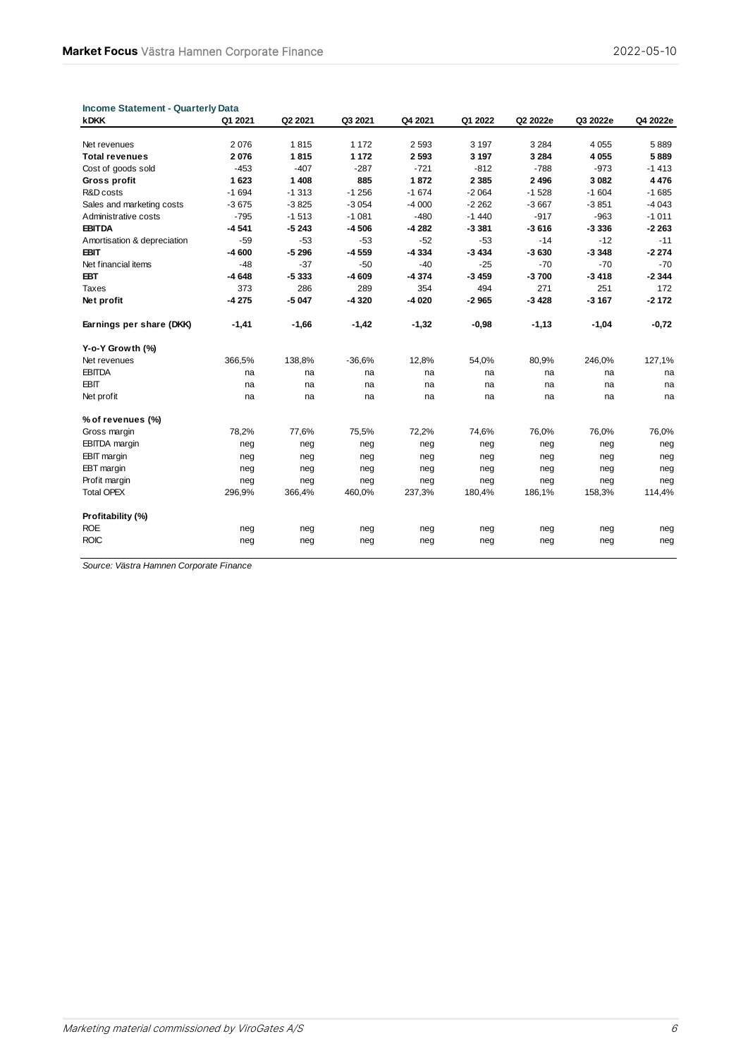**Income Statement - Quarterly Data**

| kDKK | Q1 2021 | Q2 2021 | Q3 2021 | Q4 2021 | Q1 2022 | Q2 2022e | Q3 2022e | Q4 2022e |
|---|---|---|---|---|---|---|---|---|
| Net revenues | 2 076 | 1 815 | 1 172 | 2 593 | 3 197 | 3 284 | 4 055 | 5 889 |
| **Total revenues** | **2 076** | **1 815** | **1 172** | **2 593** | **3 197** | **3 284** | **4 055** | **5 889** |
| Cost of goods sold | -453 | -407 | -287 | -721 | -812 | -788 | -973 | -1 413 |
| **Gross profit** | **1 623** | **1 408** | **885** | **1 872** | **2 385** | **2 496** | **3 082** | **4 476** |
| R&D costs | -1 694 | -1 313 | -1 256 | -1 674 | -2 064 | -1 528 | -1 604 | -1 685 |
| Sales and marketing costs | -3 675 | -3 825 | -3 054 | -4 000 | -2 262 | -3 667 | -3 851 | -4 043 |
| Administrative costs | -795 | -1 513 | -1 081 | -480 | -1 440 | -917 | -963 | -1 011 |
| **EBITDA** | **-4 541** | **-5 243** | **-4 506** | **-4 282** | **-3 381** | **-3 616** | **-3 336** | **-2 263** |
| Amortisation & depreciation | -59 | -53 | -53 | -52 | -53 | -14 | -12 | -11 |
| **EBIT** | **-4 600** | **-5 296** | **-4 559** | **-4 334** | **-3 434** | **-3 630** | **-3 348** | **-2 274** |
| Net financial items | -48 | -37 | -50 | -40 | -25 | -70 | -70 | -70 |
| **EBT** | **-4 648** | **-5 333** | **-4 609** | **-4 374** | **-3 459** | **-3 700** | **-3 418** | **-2 344** |
| Taxes | 373 | 286 | 289 | 354 | 494 | 271 | 251 | 172 |
| **Net profit** | **-4 275** | **-5 047** | **-4 320** | **-4 020** | **-2 965** | **-3 428** | **-3 167** | **-2 172** |
| | | | | | | | | |
| **Earnings per share (DKK)** | **-1,41** | **-1,66** | **-1,42** | **-1,32** | **-0,98** | **-1,13** | **-1,04** | **-0,72** |
| | | | | | | | | |
| **Y-o-Y Growth (%)** | | | | | | | | |
| Net revenues | 366,5% | 138,8% | -36,6% | 12,8% | 54,0% | 80,9% | 246,0% | 127,1% |
| EBITDA | na | na | na | na | na | na | na | na |
| EBIT | na | na | na | na | na | na | na | na |
| Net profit | na | na | na | na | na | na | na | na |
| | | | | | | | | |
| **% of revenues (%)** | | | | | | | | |
| Gross margin | 78,2% | 77,6% | 75,5% | 72,2% | 74,6% | 76,0% | 76,0% | 76,0% |
| EBITDA margin | neg | neg | neg | neg | neg | neg | neg | neg |
| EBIT margin | neg | neg | neg | neg | neg | neg | neg | neg |
| EBT margin | neg | neg | neg | neg | neg | neg | neg | neg |
| Profit margin | neg | neg | neg | neg | neg | neg | neg | neg |
| Total OPEX | 296,9% | 366,4% | 460,0% | 237,3% | 180,4% | 186,1% | 158,3% | 114,4% |
| | | | | | | | | |
| **Profitability (%)** | | | | | | | | |
| ROE | neg | neg | neg | neg | neg | neg | neg | neg |
| ROIC | neg | neg | neg | neg | neg | neg | neg | neg |

*Source: Västra Hamnen Corporate Finance*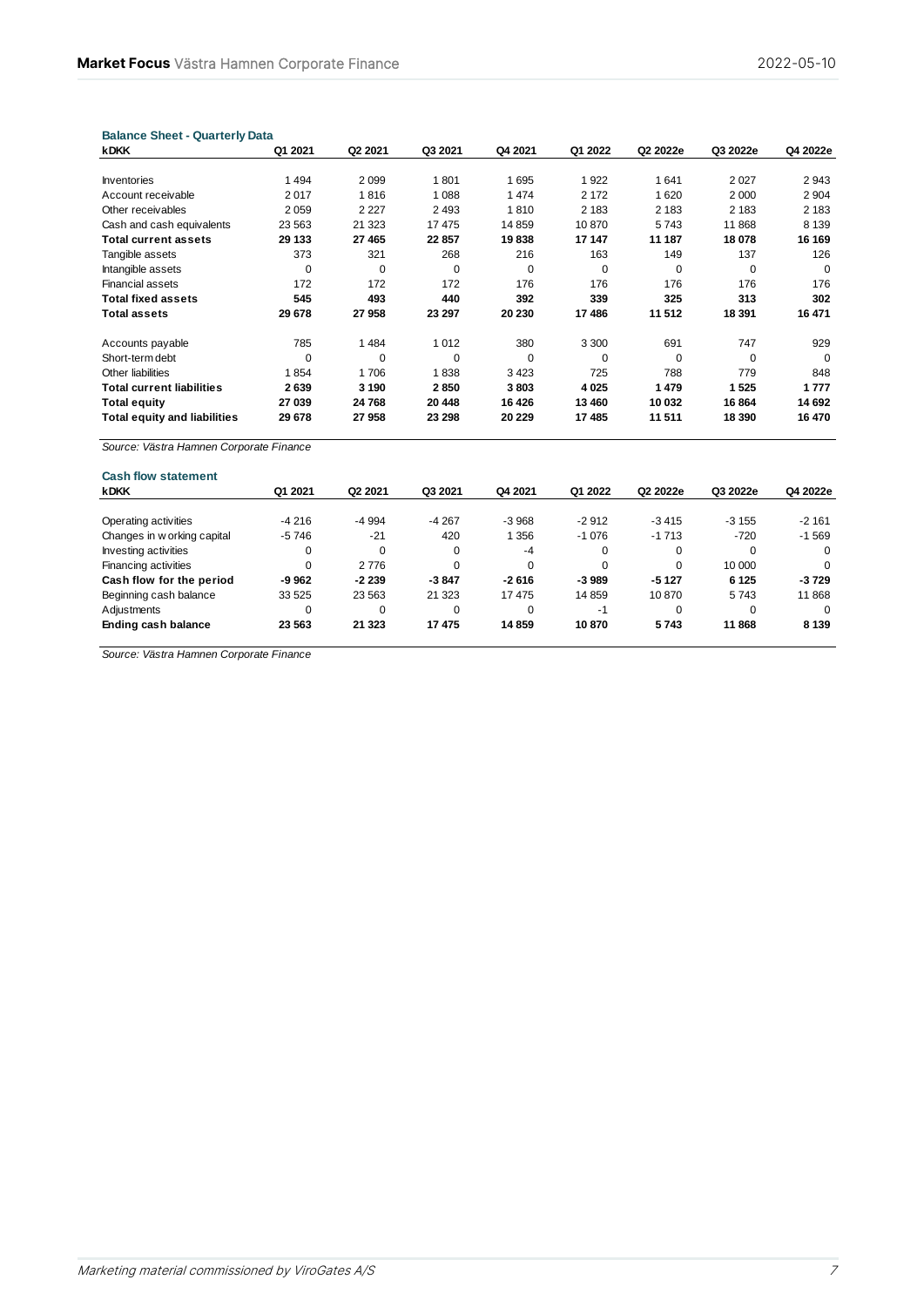**Balance Sheet - Quarterly Data**

| kDKK | Q1 2021 | Q2 2021 | Q3 2021 | Q4 2021 | Q1 2022 | Q2 2022e | Q3 2022e | Q4 2022e |
|---|---|---|---|---|---|---|---|---|
| Inventories | 1 494 | 2 099 | 1 801 | 1 695 | 1 922 | 1 641 | 2 027 | 2 943 |
| Account receivable | 2 017 | 1 816 | 1 088 | 1 474 | 2 172 | 1 620 | 2 000 | 2 904 |
| Other receivables | 2 059 | 2 227 | 2 493 | 1 810 | 2 183 | 2 183 | 2 183 | 2 183 |
| Cash and cash equivalents | 23 563 | 21 323 | 17 475 | 14 859 | 10 870 | 5 743 | 11 868 | 8 139 |
| **Total current assets** | **29 133** | **27 465** | **22 857** | **19 838** | **17 147** | **11 187** | **18 078** | **16 169** |
| Tangible assets | 373 | 321 | 268 | 216 | 163 | 149 | 137 | 126 |
| Intangible assets | 0 | 0 | 0 | 0 | 0 | 0 | 0 | 0 |
| Financial assets | 172 | 172 | 172 | 176 | 176 | 176 | 176 | 176 |
| **Total fixed assets** | **545** | **493** | **440** | **392** | **339** | **325** | **313** | **302** |
| **Total assets** | **29 678** | **27 958** | **23 297** | **20 230** | **17 486** | **11 512** | **18 391** | **16 471** |
| | | | | | | | | |
| Accounts payable | 785 | 1 484 | 1 012 | 380 | 3 300 | 691 | 747 | 929 |
| Short-term debt | 0 | 0 | 0 | 0 | 0 | 0 | 0 | 0 |
| Other liabilities | 1 854 | 1 706 | 1 838 | 3 423 | 725 | 788 | 779 | 848 |
| **Total current liabilities** | **2 639** | **3 190** | **2 850** | **3 803** | **4 025** | **1 479** | **1 525** | **1 777** |
| **Total equity** | **27 039** | **24 768** | **20 448** | **16 426** | **13 460** | **10 032** | **16 864** | **14 692** |
| **Total equity and liabilities** | **29 678** | **27 958** | **23 298** | **20 229** | **17 485** | **11 511** | **18 390** | **16 470** |

*Source: Västra Hamnen Corporate Finance*

**Cash flow statement**

| kDKK | Q1 2021 | Q2 2021 | Q3 2021 | Q4 2021 | Q1 2022 | Q2 2022e | Q3 2022e | Q4 2022e |
|---|---|---|---|---|---|---|---|---|
| Operating activities | -4 216 | -4 994 | -4 267 | -3 968 | -2 912 | -3 415 | -3 155 | -2 161 |
| Changes in working capital | -5 746 | -21 | 420 | 1 356 | -1 076 | -1 713 | -720 | -1 569 |
| Investing activities | 0 | 0 | 0 | -4 | 0 | 0 | 0 | 0 |
| Financing activities | 0 | 2 776 | 0 | 0 | 0 | 0 | 10 000 | 0 |
| **Cash flow for the period** | **-9 962** | **-2 239** | **-3 847** | **-2 616** | **-3 989** | **-5 127** | **6 125** | **-3 729** |
| Beginning cash balance | 33 525 | 23 563 | 21 323 | 17 475 | 14 859 | 10 870 | 5 743 | 11 868 |
| Adjustments | 0 | 0 | 0 | 0 | -1 | 0 | 0 | 0 |
| **Ending cash balance** | **23 563** | **21 323** | **17 475** | **14 859** | **10 870** | **5 743** | **11 868** | **8 139** |

*Source: Västra Hamnen Corporate Finance*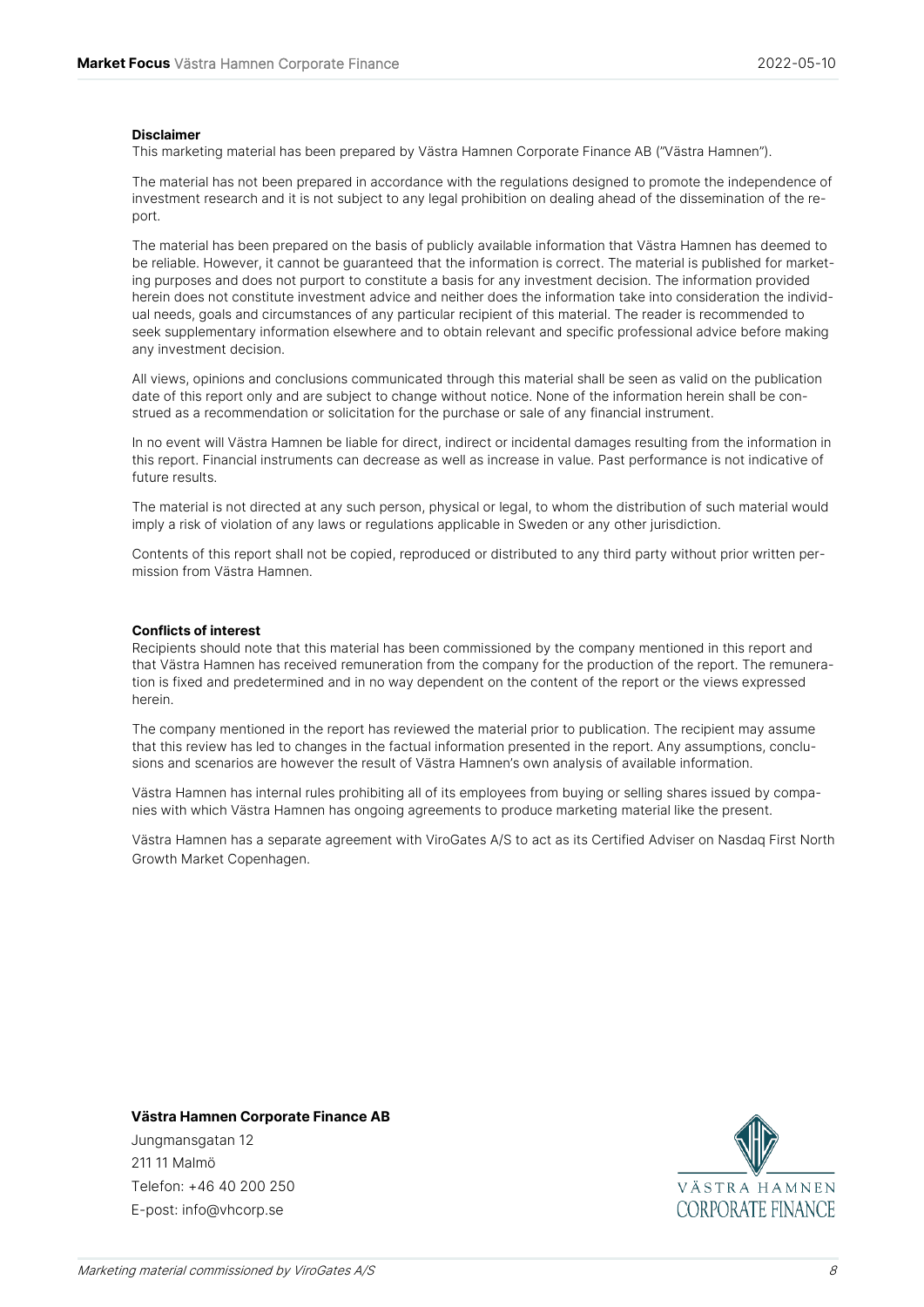**Disclaimer**

This marketing material has been prepared by Västra Hamnen Corporate Finance AB (”Västra Hamnen”).

The material has not been prepared in accordance with the regulations designed to promote the independence of investment research and it is not subject to any legal prohibition on dealing ahead of the dissemination of the report.

The material has been prepared on the basis of publicly available information that Västra Hamnen has deemed to be reliable. However, it cannot be guaranteed that the information is correct. The material is published for marketing purposes and does not purport to constitute a basis for any investment decision. The information provided herein does not constitute investment advice and neither does the information take into consideration the individual needs, goals and circumstances of any particular recipient of this material. The reader is recommended to seek supplementary information elsewhere and to obtain relevant and specific professional advice before making any investment decision.

All views, opinions and conclusions communicated through this material shall be seen as valid on the publication date of this report only and are subject to change without notice. None of the information herein shall be construed as a recommendation or solicitation for the purchase or sale of any financial instrument.

In no event will Västra Hamnen be liable for direct, indirect or incidental damages resulting from the information in this report. Financial instruments can decrease as well as increase in value. Past performance is not indicative of future results.

The material is not directed at any such person, physical or legal, to whom the distribution of such material would imply a risk of violation of any laws or regulations applicable in Sweden or any other jurisdiction.

Contents of this report shall not be copied, reproduced or distributed to any third party without prior written permission from Västra Hamnen.

**Conflicts of interest**

Recipients should note that this material has been commissioned by the company mentioned in this report and that Västra Hamnen has received remuneration from the company for the production of the report. The remuneration is fixed and predetermined and in no way dependent on the content of the report or the views expressed herein.

The company mentioned in the report has reviewed the material prior to publication. The recipient may assume that this review has led to changes in the factual information presented in the report. Any assumptions, conclusions and scenarios are however the result of Västra Hamnen's own analysis of available information.

Västra Hamnen has internal rules prohibiting all of its employees from buying or selling shares issued by companies with which Västra Hamnen has ongoing agreements to produce marketing material like the present.

Västra Hamnen has a separate agreement with ViroGates A/S to act as its Certified Adviser on Nasdaq First North Growth Market Copenhagen.

**Västra Hamnen Corporate Finance AB**

Jungmansgatan 12
211 11 Malmö
Telefon: +46 40 200 250
E-post: info@vhcorp.se

VÄSTRA HAMNEN
CORPORATE FINANCE